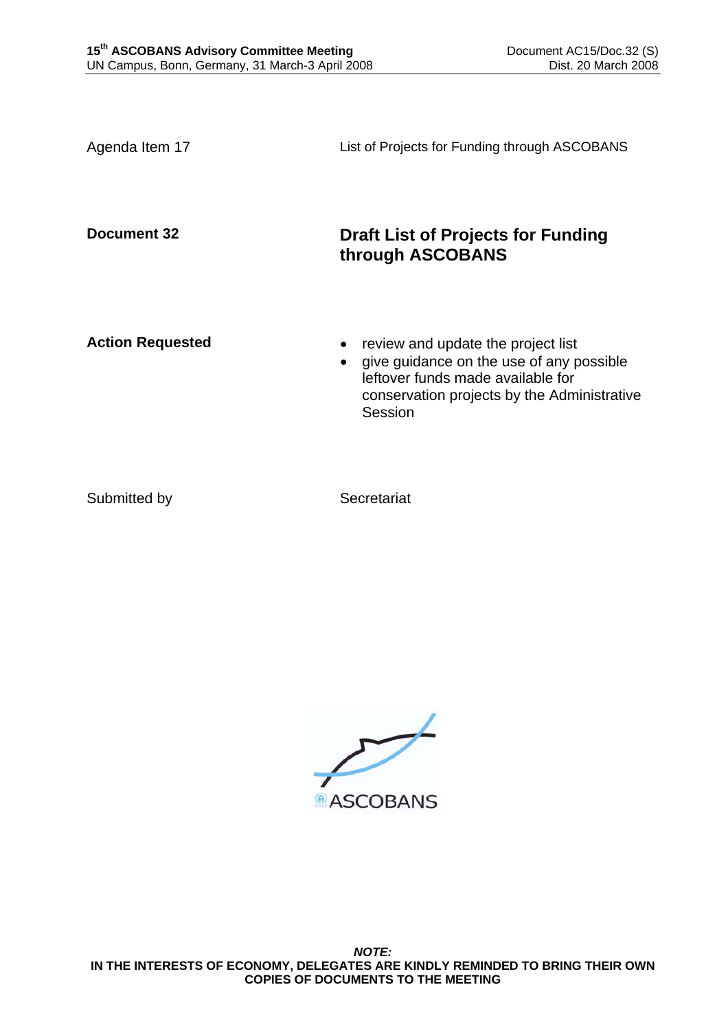Agenda Item 17 — List of Projects for Funding through ASCOBANS

**Document 32**

# Draft List of Projects for Funding through ASCOBANS

**Action Requested**

- review and update the project list
- give guidance on the use of any possible leftover funds made available for conservation projects by the Administrative Session

Submitted by — Secretariat

ASCOBANS

***NOTE:***
**IN THE INTERESTS OF ECONOMY, DELEGATES ARE KINDLY REMINDED TO BRING THEIR OWN COPIES OF DOCUMENTS TO THE MEETING**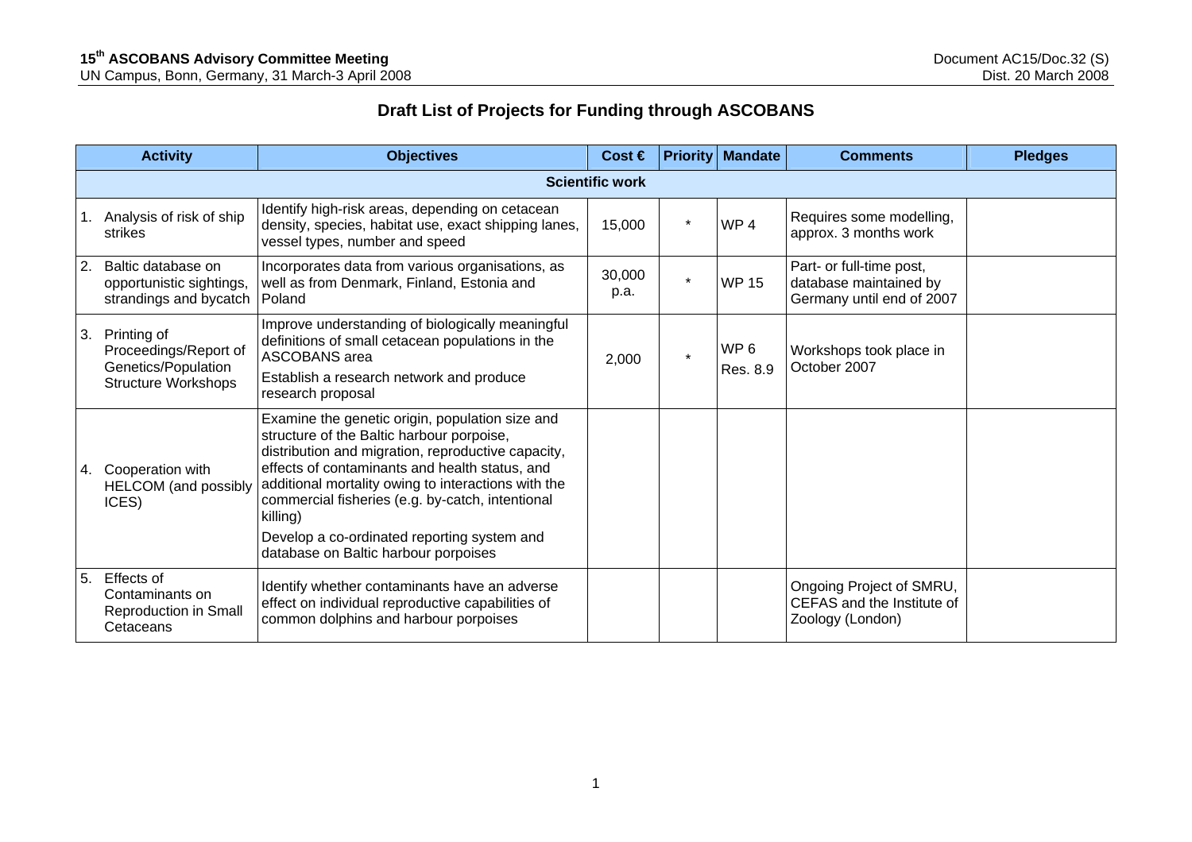# Draft List of Projects for Funding through ASCOBANS

| Activity | Objectives | Cost € | Priority | Mandate | Comments | Pledges |
|---|---|---|---|---|---|---|
| **Scientific work** | | | | | | |
| 1. Analysis of risk of ship strikes | Identify high-risk areas, depending on cetacean density, species, habitat use, exact shipping lanes, vessel types, number and speed | 15,000 | * | WP 4 | Requires some modelling, approx. 3 months work | |
| 2. Baltic database on opportunistic sightings, strandings and bycatch | Incorporates data from various organisations, as well as from Denmark, Finland, Estonia and Poland | 30,000 p.a. | * | WP 15 | Part- or full-time post, database maintained by Germany until end of 2007 | |
| 3. Printing of Proceedings/Report of Genetics/Population Structure Workshops | Improve understanding of biologically meaningful definitions of small cetacean populations in the ASCOBANS area<br>Establish a research network and produce research proposal | 2,000 | * | WP 6<br>Res. 8.9 | Workshops took place in October 2007 | |
| 4. Cooperation with HELCOM (and possibly ICES) | Examine the genetic origin, population size and structure of the Baltic harbour porpoise, distribution and migration, reproductive capacity, effects of contaminants and health status, and additional mortality owing to interactions with the commercial fisheries (e.g. by-catch, intentional killing)<br>Develop a co-ordinated reporting system and database on Baltic harbour porpoises | | | | | |
| 5. Effects of Contaminants on Reproduction in Small Cetaceans | Identify whether contaminants have an adverse effect on individual reproductive capabilities of common dolphins and harbour porpoises | | | | Ongoing Project of SMRU, CEFAS and the Institute of Zoology (London) | |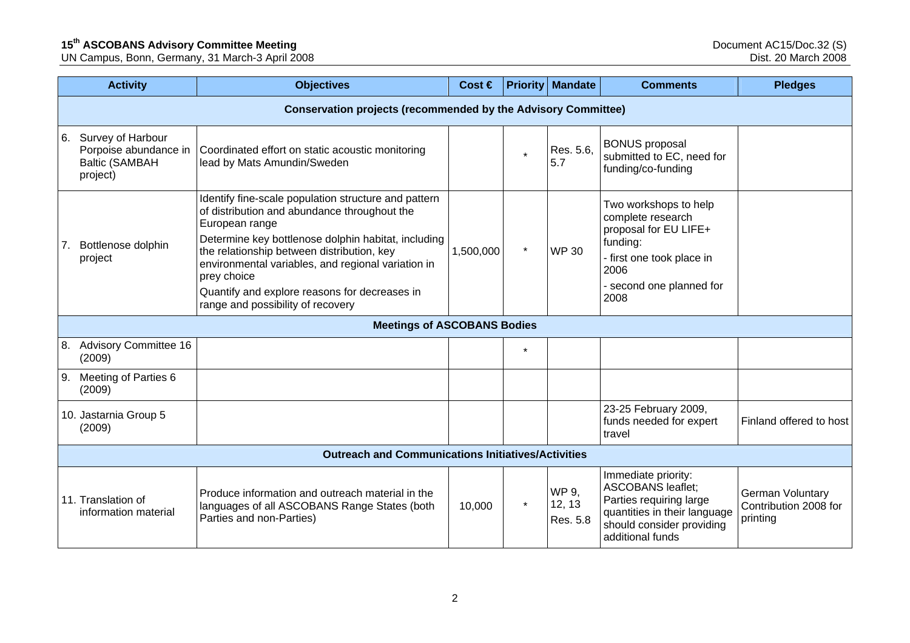| Activity | Objectives | Cost € | Priority | Mandate | Comments | Pledges |
|---|---|---|---|---|---|---|
| **Conservation projects (recommended by the Advisory Committee)** | | | | | | |
| 6. Survey of Harbour Porpoise abundance in Baltic (SAMBAH project) | Coordinated effort on static acoustic monitoring lead by Mats Amundin/Sweden | | * | Res. 5.6, 5.7 | BONUS proposal submitted to EC, need for funding/co-funding | |
| 7. Bottlenose dolphin project | Identify fine-scale population structure and pattern of distribution and abundance throughout the European range<br>Determine key bottlenose dolphin habitat, including the relationship between distribution, key environmental variables, and regional variation in prey choice<br>Quantify and explore reasons for decreases in range and possibility of recovery | 1,500,000 | * | WP 30 | Two workshops to help complete research proposal for EU LIFE+ funding:<br>- first one took place in 2006<br>- second one planned for 2008 | |
| **Meetings of ASCOBANS Bodies** | | | | | | |
| 8. Advisory Committee 16 (2009) | | | * | | | |
| 9. Meeting of Parties 6 (2009) | | | | | | |
| 10. Jastarnia Group 5 (2009) | | | | | 23-25 February 2009, funds needed for expert travel | Finland offered to host |
| **Outreach and Communications Initiatives/Activities** | | | | | | |
| 11. Translation of information material | Produce information and outreach material in the languages of all ASCOBANS Range States (both Parties and non-Parties) | 10,000 | * | WP 9, 12, 13<br>Res. 5.8 | Immediate priority: ASCOBANS leaflet; Parties requiring large quantities in their language should consider providing additional funds | German Voluntary Contribution 2008 for printing |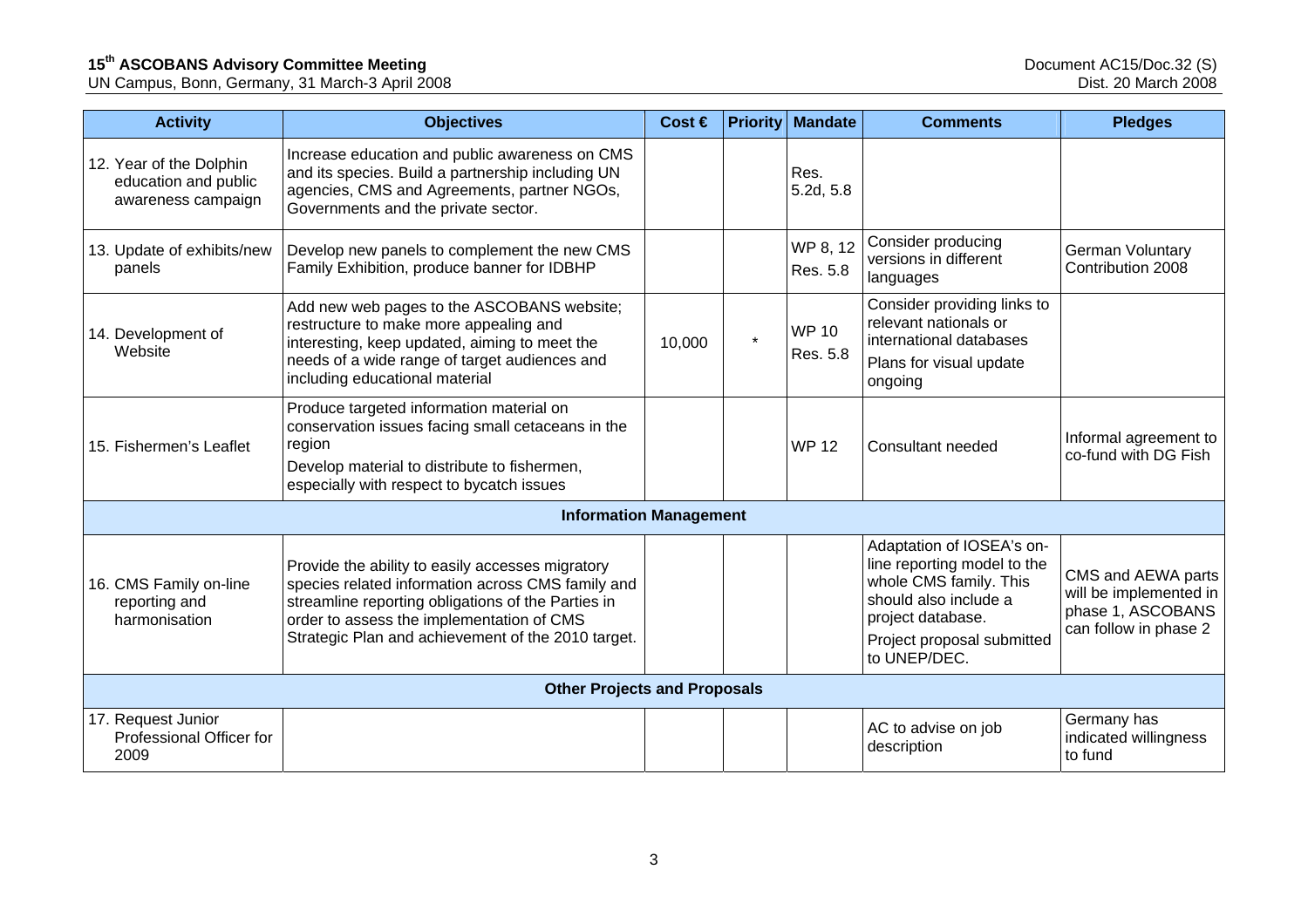| Activity | Objectives | Cost € | Priority | Mandate | Comments | Pledges |
|---|---|---|---|---|---|---|
| 12. Year of the Dolphin education and public awareness campaign | Increase education and public awareness on CMS and its species. Build a partnership including UN agencies, CMS and Agreements, partner NGOs, Governments and the private sector. | | | Res. 5.2d, 5.8 | | |
| 13. Update of exhibits/new panels | Develop new panels to complement the new CMS Family Exhibition, produce banner for IDBHP | | | WP 8, 12 Res. 5.8 | Consider producing versions in different languages | German Voluntary Contribution 2008 |
| 14. Development of Website | Add new web pages to the ASCOBANS website; restructure to make more appealing and interesting, keep updated, aiming to meet the needs of a wide range of target audiences and including educational material | 10,000 | * | WP 10 Res. 5.8 | Consider providing links to relevant nationals or international databases<br>Plans for visual update ongoing | |
| 15. Fishermen's Leaflet | Produce targeted information material on conservation issues facing small cetaceans in the region<br>Develop material to distribute to fishermen, especially with respect to bycatch issues | | | WP 12 | Consultant needed | Informal agreement to co-fund with DG Fish |
| **Information Management** | | | | | | |
| 16. CMS Family on-line reporting and harmonisation | Provide the ability to easily accesses migratory species related information across CMS family and streamline reporting obligations of the Parties in order to assess the implementation of CMS Strategic Plan and achievement of the 2010 target. | | | | Adaptation of IOSEA's on-line reporting model to the whole CMS family. This should also include a project database.<br>Project proposal submitted to UNEP/DEC. | CMS and AEWA parts will be implemented in phase 1, ASCOBANS can follow in phase 2 |
| **Other Projects and Proposals** | | | | | | |
| 17. Request Junior Professional Officer for 2009 | | | | | AC to advise on job description | Germany has indicated willingness to fund |